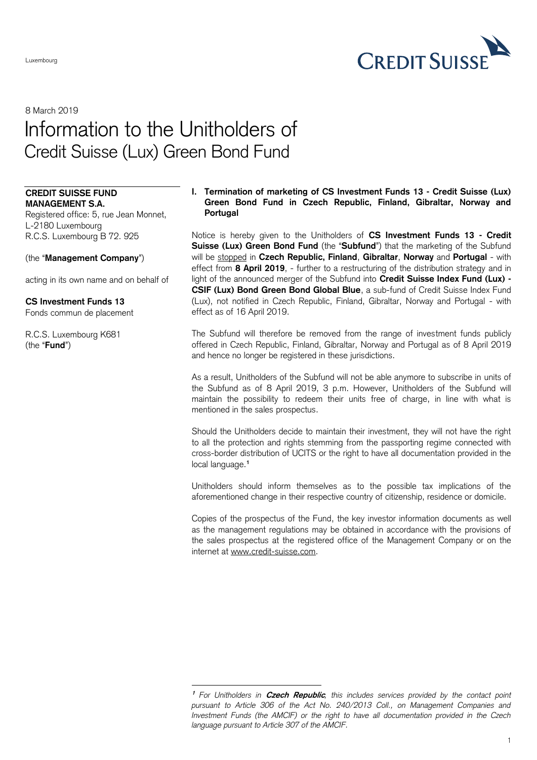Luxembourg

8 March 2019

# Information to the Unitholders of Credit Suisse (Lux) Green Bond Fund

**CREDIT SUISSE FUND MANAGEMENT S.A.**
Registered office: 5, rue Jean Monnet, L-2180 Luxembourg
R.C.S. Luxembourg B 72. 925

(the "**Management Company**")

acting in its own name and on behalf of

**CS Investment Funds 13**
Fonds commun de placement

R.C.S. Luxembourg K681
(the "**Fund**")

## I. Termination of marketing of CS Investment Funds 13 - Credit Suisse (Lux) Green Bond Fund in Czech Republic, Finland, Gibraltar, Norway and Portugal

Notice is hereby given to the Unitholders of **CS Investment Funds 13 - Credit Suisse (Lux) Green Bond Fund** (the "**Subfund**") that the marketing of the Subfund will be stopped in **Czech Republic, Finland**, **Gibraltar**, **Norway** and **Portugal** - with effect from **8 April 2019**, - further to a restructuring of the distribution strategy and in light of the announced merger of the Subfund into **Credit Suisse Index Fund (Lux) - CSIF (Lux) Bond Green Bond Global Blue**, a sub-fund of Credit Suisse Index Fund (Lux), not notified in Czech Republic, Finland, Gibraltar, Norway and Portugal - with effect as of 16 April 2019.

The Subfund will therefore be removed from the range of investment funds publicly offered in Czech Republic, Finland, Gibraltar, Norway and Portugal as of 8 April 2019 and hence no longer be registered in these jurisdictions.

As a result, Unitholders of the Subfund will not be able anymore to subscribe in units of the Subfund as of 8 April 2019, 3 p.m. However, Unitholders of the Subfund will maintain the possibility to redeem their units free of charge, in line with what is mentioned in the sales prospectus.

Should the Unitholders decide to maintain their investment, they will not have the right to all the protection and rights stemming from the passporting regime connected with cross-border distribution of UCITS or the right to have all documentation provided in the local language.[1]

Unitholders should inform themselves as to the possible tax implications of the aforementioned change in their respective country of citizenship, residence or domicile.

Copies of the prospectus of the Fund, the key investor information documents as well as the management regulations may be obtained in accordance with the provisions of the sales prospectus at the registered office of the Management Company or on the internet at www.credit-suisse.com.

---

[1] *For Unitholders in **Czech Republic**, this includes services provided by the contact point pursuant to Article 306 of the Act No. 240/2013 Coll., on Management Companies and Investment Funds (the AMCIF) or the right to have all documentation provided in the Czech language pursuant to Article 307 of the AMCIF.*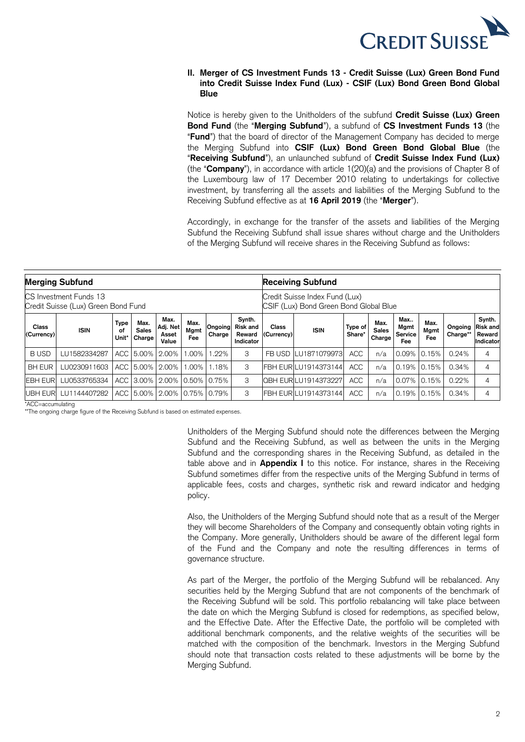## II. Merger of CS Investment Funds 13 - Credit Suisse (Lux) Green Bond Fund into Credit Suisse Index Fund (Lux) - CSIF (Lux) Bond Green Bond Global Blue

Notice is hereby given to the Unitholders of the subfund **Credit Suisse (Lux) Green Bond Fund** (the "**Merging Subfund**"), a subfund of **CS Investment Funds 13** (the "**Fund**") that the board of director of the Management Company has decided to merge the Merging Subfund into **CSIF (Lux) Bond Green Bond Global Blue** (the "**Receiving Subfund**"), an unlaunched subfund of **Credit Suisse Index Fund (Lux)** (the "**Company**"), in accordance with article 1(20)(a) and the provisions of Chapter 8 of the Luxembourg law of 17 December 2010 relating to undertakings for collective investment, by transferring all the assets and liabilities of the Merging Subfund to the Receiving Subfund effective as at **16 April 2019** (the "**Merger**").

Accordingly, in exchange for the transfer of the assets and liabilities of the Merging Subfund the Receiving Subfund shall issue shares without charge and the Unitholders of the Merging Subfund will receive shares in the Receiving Subfund as follows:

| **Merging Subfund** | | | | | | | | **Receiving Subfund** | | | | | | | |
|---|---|---|---|---|---|---|---|---|---|---|---|---|---|---|---|
| CS Investment Funds 13<br>Credit Suisse (Lux) Green Bond Fund | | | | | | | | Credit Suisse Index Fund (Lux)<br>CSIF (Lux) Bond Green Bond Global Blue | | | | | | | |
| **Class (Currency)** | **ISIN** | **Type of Unit*** | **Max. Sales Charge** | **Max. Adj. Net Asset Value** | **Max. Mgmt Fee** | **Ongoing Charge** | **Synth. Risk and Reward Indicator** | **Class (Currency)** | **ISIN** | **Type of Share*** | **Max. Sales Charge** | **Max.. Mgmt Service Fee** | **Max. Mgmt Fee** | **Ongoing Charge**** | **Synth. Risk and Reward Indicator** |
| B USD | LU1582334287 | ACC | 5.00% | 2.00% | 1.00% | 1.22% | 3 | FB USD | LU1871079973 | ACC | n/a | 0.09% | 0.15% | 0.24% | 4 |
| BH EUR | LU0230911603 | ACC | 5.00% | 2.00% | 1.00% | 1.18% | 3 | FBH EUR | LU1914373144 | ACC | n/a | 0.19% | 0.15% | 0.34% | 4 |
| EBH EUR | LU0533765334 | ACC | 3.00% | 2.00% | 0.50% | 0.75% | 3 | QBH EUR | LU1914373227 | ACC | n/a | 0.07% | 0.15% | 0.22% | 4 |
| UBH EUR | LU1144407282 | ACC | 5.00% | 2.00% | 0.75% | 0.79% | 3 | FBH EUR | LU1914373144 | ACC | n/a | 0.19% | 0.15% | 0.34% | 4 |

*ACC=accumulating

**The ongoing charge figure of the Receiving Subfund is based on estimated expenses.

Unitholders of the Merging Subfund should note the differences between the Merging Subfund and the Receiving Subfund, as well as between the units in the Merging Subfund and the corresponding shares in the Receiving Subfund, as detailed in the table above and in **Appendix I** to this notice. For instance, shares in the Receiving Subfund sometimes differ from the respective units of the Merging Subfund in terms of applicable fees, costs and charges, synthetic risk and reward indicator and hedging policy.

Also, the Unitholders of the Merging Subfund should note that as a result of the Merger they will become Shareholders of the Company and consequently obtain voting rights in the Company. More generally, Unitholders should be aware of the different legal form of the Fund and the Company and note the resulting differences in terms of governance structure.

As part of the Merger, the portfolio of the Merging Subfund will be rebalanced. Any securities held by the Merging Subfund that are not components of the benchmark of the Receiving Subfund will be sold. This portfolio rebalancing will take place between the date on which the Merging Subfund is closed for redemptions, as specified below, and the Effective Date. After the Effective Date, the portfolio will be completed with additional benchmark components, and the relative weights of the securities will be matched with the composition of the benchmark. Investors in the Merging Subfund should note that transaction costs related to these adjustments will be borne by the Merging Subfund.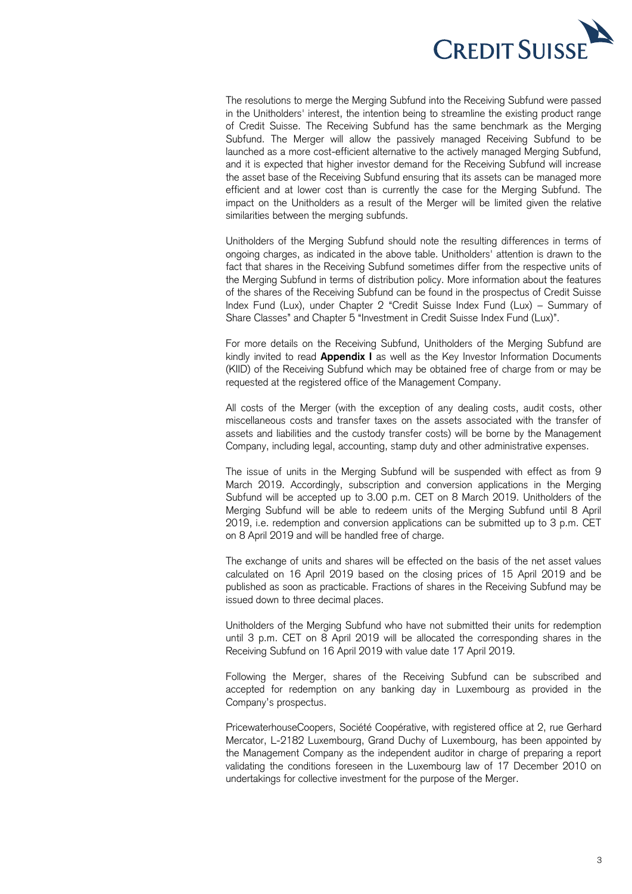The resolutions to merge the Merging Subfund into the Receiving Subfund were passed in the Unitholders' interest, the intention being to streamline the existing product range of Credit Suisse. The Receiving Subfund has the same benchmark as the Merging Subfund. The Merger will allow the passively managed Receiving Subfund to be launched as a more cost-efficient alternative to the actively managed Merging Subfund, and it is expected that higher investor demand for the Receiving Subfund will increase the asset base of the Receiving Subfund ensuring that its assets can be managed more efficient and at lower cost than is currently the case for the Merging Subfund. The impact on the Unitholders as a result of the Merger will be limited given the relative similarities between the merging subfunds.

Unitholders of the Merging Subfund should note the resulting differences in terms of ongoing charges, as indicated in the above table. Unitholders' attention is drawn to the fact that shares in the Receiving Subfund sometimes differ from the respective units of the Merging Subfund in terms of distribution policy. More information about the features of the shares of the Receiving Subfund can be found in the prospectus of Credit Suisse Index Fund (Lux), under Chapter 2 "Credit Suisse Index Fund (Lux) – Summary of Share Classes" and Chapter 5 "Investment in Credit Suisse Index Fund (Lux)".

For more details on the Receiving Subfund, Unitholders of the Merging Subfund are kindly invited to read **Appendix I** as well as the Key Investor Information Documents (KIID) of the Receiving Subfund which may be obtained free of charge from or may be requested at the registered office of the Management Company.

All costs of the Merger (with the exception of any dealing costs, audit costs, other miscellaneous costs and transfer taxes on the assets associated with the transfer of assets and liabilities and the custody transfer costs) will be borne by the Management Company, including legal, accounting, stamp duty and other administrative expenses.

The issue of units in the Merging Subfund will be suspended with effect as from 9 March 2019. Accordingly, subscription and conversion applications in the Merging Subfund will be accepted up to 3.00 p.m. CET on 8 March 2019. Unitholders of the Merging Subfund will be able to redeem units of the Merging Subfund until 8 April 2019, i.e. redemption and conversion applications can be submitted up to 3 p.m. CET on 8 April 2019 and will be handled free of charge.

The exchange of units and shares will be effected on the basis of the net asset values calculated on 16 April 2019 based on the closing prices of 15 April 2019 and be published as soon as practicable. Fractions of shares in the Receiving Subfund may be issued down to three decimal places.

Unitholders of the Merging Subfund who have not submitted their units for redemption until 3 p.m. CET on 8 April 2019 will be allocated the corresponding shares in the Receiving Subfund on 16 April 2019 with value date 17 April 2019.

Following the Merger, shares of the Receiving Subfund can be subscribed and accepted for redemption on any banking day in Luxembourg as provided in the Company's prospectus.

PricewaterhouseCoopers, Société Coopérative, with registered office at 2, rue Gerhard Mercator, L-2182 Luxembourg, Grand Duchy of Luxembourg, has been appointed by the Management Company as the independent auditor in charge of preparing a report validating the conditions foreseen in the Luxembourg law of 17 December 2010 on undertakings for collective investment for the purpose of the Merger.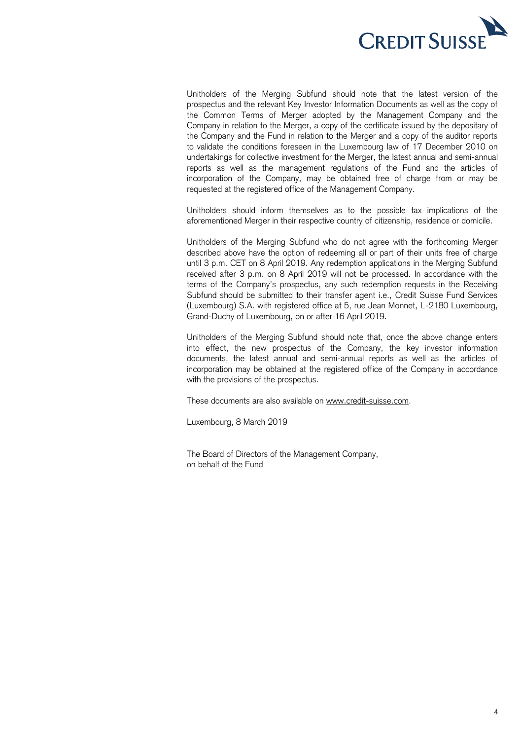Unitholders of the Merging Subfund should note that the latest version of the prospectus and the relevant Key Investor Information Documents as well as the copy of the Common Terms of Merger adopted by the Management Company and the Company in relation to the Merger, a copy of the certificate issued by the depositary of the Company and the Fund in relation to the Merger and a copy of the auditor reports to validate the conditions foreseen in the Luxembourg law of 17 December 2010 on undertakings for collective investment for the Merger, the latest annual and semi-annual reports as well as the management regulations of the Fund and the articles of incorporation of the Company, may be obtained free of charge from or may be requested at the registered office of the Management Company.

Unitholders should inform themselves as to the possible tax implications of the aforementioned Merger in their respective country of citizenship, residence or domicile.

Unitholders of the Merging Subfund who do not agree with the forthcoming Merger described above have the option of redeeming all or part of their units free of charge until 3 p.m. CET on 8 April 2019. Any redemption applications in the Merging Subfund received after 3 p.m. on 8 April 2019 will not be processed. In accordance with the terms of the Company's prospectus, any such redemption requests in the Receiving Subfund should be submitted to their transfer agent i.e., Credit Suisse Fund Services (Luxembourg) S.A. with registered office at 5, rue Jean Monnet, L-2180 Luxembourg, Grand-Duchy of Luxembourg, on or after 16 April 2019.

Unitholders of the Merging Subfund should note that, once the above change enters into effect, the new prospectus of the Company, the key investor information documents, the latest annual and semi-annual reports as well as the articles of incorporation may be obtained at the registered office of the Company in accordance with the provisions of the prospectus.

These documents are also available on www.credit-suisse.com.

Luxembourg, 8 March 2019

The Board of Directors of the Management Company,
on behalf of the Fund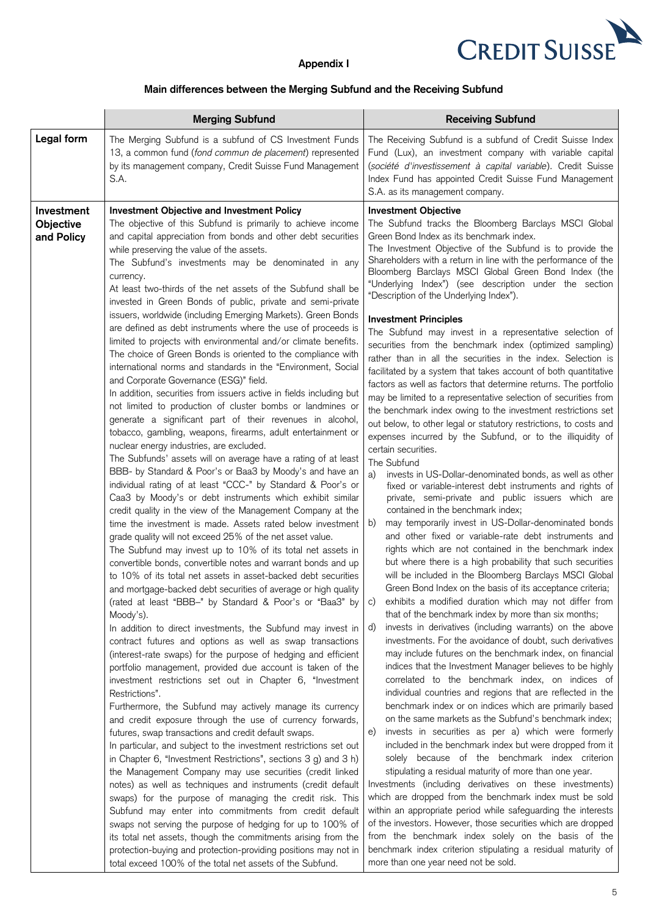## Appendix I

### Main differences between the Merging Subfund and the Receiving Subfund

| | Merging Subfund | Receiving Subfund |
|---|---|---|
| **Legal form** | The Merging Subfund is a subfund of CS Investment Funds 13, a common fund (*fond commun de placement*) represented by its management company, Credit Suisse Fund Management S.A. | The Receiving Subfund is a subfund of Credit Suisse Index Fund (Lux), an investment company with variable capital (*société d'investissement à capital variable*). Credit Suisse Index Fund has appointed Credit Suisse Fund Management S.A. as its management company. |
| **Investment Objective and Policy** | **Investment Objective and Investment Policy**<br>The objective of this Subfund is primarily to achieve income and capital appreciation from bonds and other debt securities while preserving the value of the assets.<br>The Subfund's investments may be denominated in any currency.<br>At least two-thirds of the net assets of the Subfund shall be invested in Green Bonds of public, private and semi-private issuers, worldwide (including Emerging Markets). Green Bonds are defined as debt instruments where the use of proceeds is limited to projects with environmental and/or climate benefits. The choice of Green Bonds is oriented to the compliance with international norms and standards in the "Environment, Social and Corporate Governance (ESG)" field.<br>In addition, securities from issuers active in fields including but not limited to production of cluster bombs or landmines or generate a significant part of their revenues in alcohol, tobacco, gambling, weapons, firearms, adult entertainment or nuclear energy industries, are excluded.<br>The Subfunds' assets will on average have a rating of at least BBB- by Standard & Poor's or Baa3 by Moody's and have an individual rating of at least "CCC-" by Standard & Poor's or Caa3 by Moody's or debt instruments which exhibit similar credit quality in the view of the Management Company at the time the investment is made. Assets rated below investment grade quality will not exceed 25% of the net asset value.<br>The Subfund may invest up to 10% of its total net assets in convertible bonds, convertible notes and warrant bonds and up to 10% of its total net assets in asset-backed debt securities and mortgage-backed debt securities of average or high quality (rated at least "BBB–" by Standard & Poor's or "Baa3" by Moody's).<br>In addition to direct investments, the Subfund may invest in contract futures and options as well as swap transactions (interest-rate swaps) for the purpose of hedging and efficient portfolio management, provided due account is taken of the investment restrictions set out in Chapter 6, "Investment Restrictions".<br>Furthermore, the Subfund may actively manage its currency and credit exposure through the use of currency forwards, futures, swap transactions and credit default swaps.<br>In particular, and subject to the investment restrictions set out in Chapter 6, "Investment Restrictions", sections 3 g) and 3 h) the Management Company may use securities (credit linked notes) as well as techniques and instruments (credit default swaps) for the purpose of managing the credit risk. This Subfund may enter into commitments from credit default swaps not serving the purpose of hedging for up to 100% of its total net assets, though the commitments arising from the protection-buying and protection-providing positions may not in total exceed 100% of the total net assets of the Subfund. | **Investment Objective**<br>The Subfund tracks the Bloomberg Barclays MSCI Global Green Bond Index as its benchmark index.<br>The Investment Objective of the Subfund is to provide the Shareholders with a return in line with the performance of the Bloomberg Barclays MSCI Global Green Bond Index (the "Underlying Index") (see description under the section "Description of the Underlying Index").<br><br>**Investment Principles**<br>The Subfund may invest in a representative selection of securities from the benchmark index (optimized sampling) rather than in all the securities in the index. Selection is facilitated by a system that takes account of both quantitative factors as well as factors that determine returns. The portfolio may be limited to a representative selection of securities from the benchmark index owing to the investment restrictions set out below, to other legal or statutory restrictions, to costs and expenses incurred by the Subfund, or to the illiquidity of certain securities.<br>The Subfund<br>a) invests in US-Dollar-denominated bonds, as well as other fixed or variable-interest debt instruments and rights of private, semi-private and public issuers which are contained in the benchmark index;<br>b) may temporarily invest in US-Dollar-denominated bonds and other fixed or variable-rate debt instruments and rights which are not contained in the benchmark index but where there is a high probability that such securities will be included in the Bloomberg Barclays MSCI Global Green Bond Index on the basis of its acceptance criteria;<br>c) exhibits a modified duration which may not differ from that of the benchmark index by more than six months;<br>d) invests in derivatives (including warrants) on the above investments. For the avoidance of doubt, such derivatives may include futures on the benchmark index, on financial indices that the Investment Manager believes to be highly correlated to the benchmark index, on indices of individual countries and regions that are reflected in the benchmark index or on indices which are primarily based on the same markets as the Subfund's benchmark index;<br>e) invests in securities as per a) which were formerly included in the benchmark index but were dropped from it solely because of the benchmark index criterion stipulating a residual maturity of more than one year.<br>Investments (including derivatives on these investments) which are dropped from the benchmark index must be sold within an appropriate period while safeguarding the interests of the investors. However, those securities which are dropped from the benchmark index solely on the basis of the benchmark index criterion stipulating a residual maturity of more than one year need not be sold. |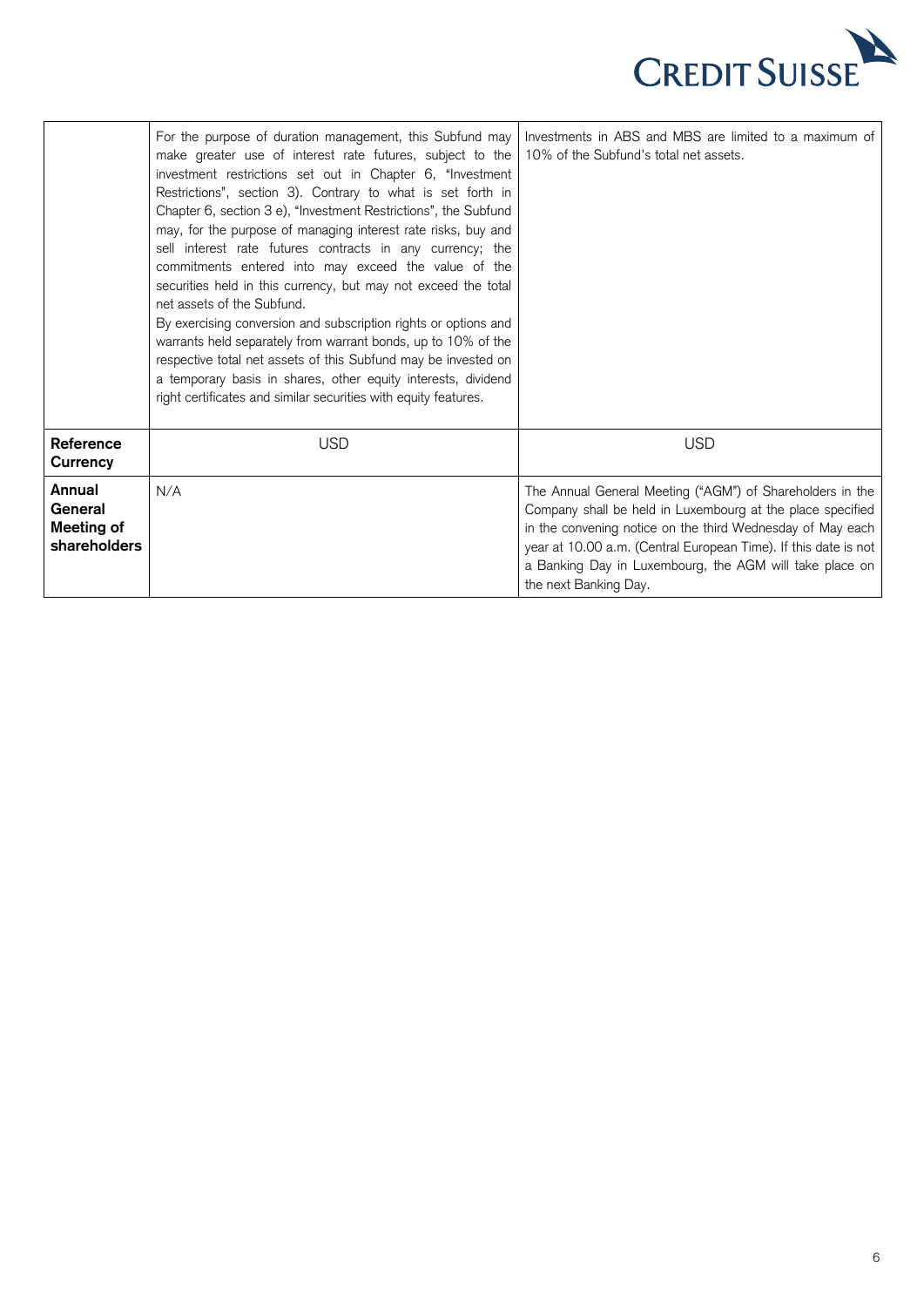| | | |
|---|---|---|
| | For the purpose of duration management, this Subfund may make greater use of interest rate futures, subject to the investment restrictions set out in Chapter 6, "Investment Restrictions", section 3). Contrary to what is set forth in Chapter 6, section 3 e), "Investment Restrictions", the Subfund may, for the purpose of managing interest rate risks, buy and sell interest rate futures contracts in any currency; the commitments entered into may exceed the value of the securities held in this currency, but may not exceed the total net assets of the Subfund.<br>By exercising conversion and subscription rights or options and warrants held separately from warrant bonds, up to 10% of the respective total net assets of this Subfund may be invested on a temporary basis in shares, other equity interests, dividend right certificates and similar securities with equity features. | Investments in ABS and MBS are limited to a maximum of 10% of the Subfund's total net assets. |
| **Reference Currency** | USD | USD |
| **Annual General Meeting of shareholders** | N/A | The Annual General Meeting ("AGM") of Shareholders in the Company shall be held in Luxembourg at the place specified in the convening notice on the third Wednesday of May each year at 10.00 a.m. (Central European Time). If this date is not a Banking Day in Luxembourg, the AGM will take place on the next Banking Day. |